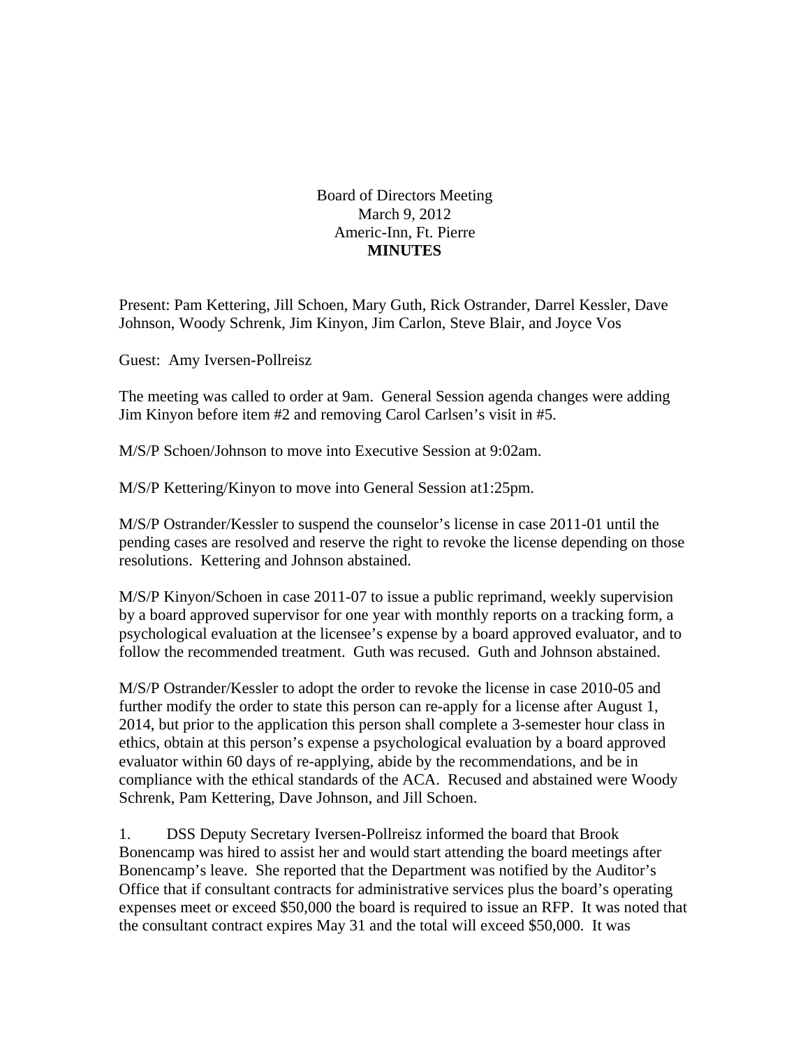Board of Directors Meeting
March 9, 2012
Americ-Inn, Ft. Pierre
**MINUTES**

Present: Pam Kettering, Jill Schoen, Mary Guth, Rick Ostrander, Darrel Kessler, Dave Johnson, Woody Schrenk, Jim Kinyon, Jim Carlon, Steve Blair, and Joyce Vos

Guest: Amy Iversen-Pollreisz

The meeting was called to order at 9am. General Session agenda changes were adding Jim Kinyon before item #2 and removing Carol Carlsen's visit in #5.

M/S/P Schoen/Johnson to move into Executive Session at 9:02am.

M/S/P Kettering/Kinyon to move into General Session at1:25pm.

M/S/P Ostrander/Kessler to suspend the counselor's license in case 2011-01 until the pending cases are resolved and reserve the right to revoke the license depending on those resolutions. Kettering and Johnson abstained.

M/S/P Kinyon/Schoen in case 2011-07 to issue a public reprimand, weekly supervision by a board approved supervisor for one year with monthly reports on a tracking form, a psychological evaluation at the licensee's expense by a board approved evaluator, and to follow the recommended treatment. Guth was recused. Guth and Johnson abstained.

M/S/P Ostrander/Kessler to adopt the order to revoke the license in case 2010-05 and further modify the order to state this person can re-apply for a license after August 1, 2014, but prior to the application this person shall complete a 3-semester hour class in ethics, obtain at this person's expense a psychological evaluation by a board approved evaluator within 60 days of re-applying, abide by the recommendations, and be in compliance with the ethical standards of the ACA. Recused and abstained were Woody Schrenk, Pam Kettering, Dave Johnson, and Jill Schoen.

1. DSS Deputy Secretary Iversen-Pollreisz informed the board that Brook Bonencamp was hired to assist her and would start attending the board meetings after Bonencamp's leave. She reported that the Department was notified by the Auditor's Office that if consultant contracts for administrative services plus the board's operating expenses meet or exceed $50,000 the board is required to issue an RFP. It was noted that the consultant contract expires May 31 and the total will exceed $50,000. It was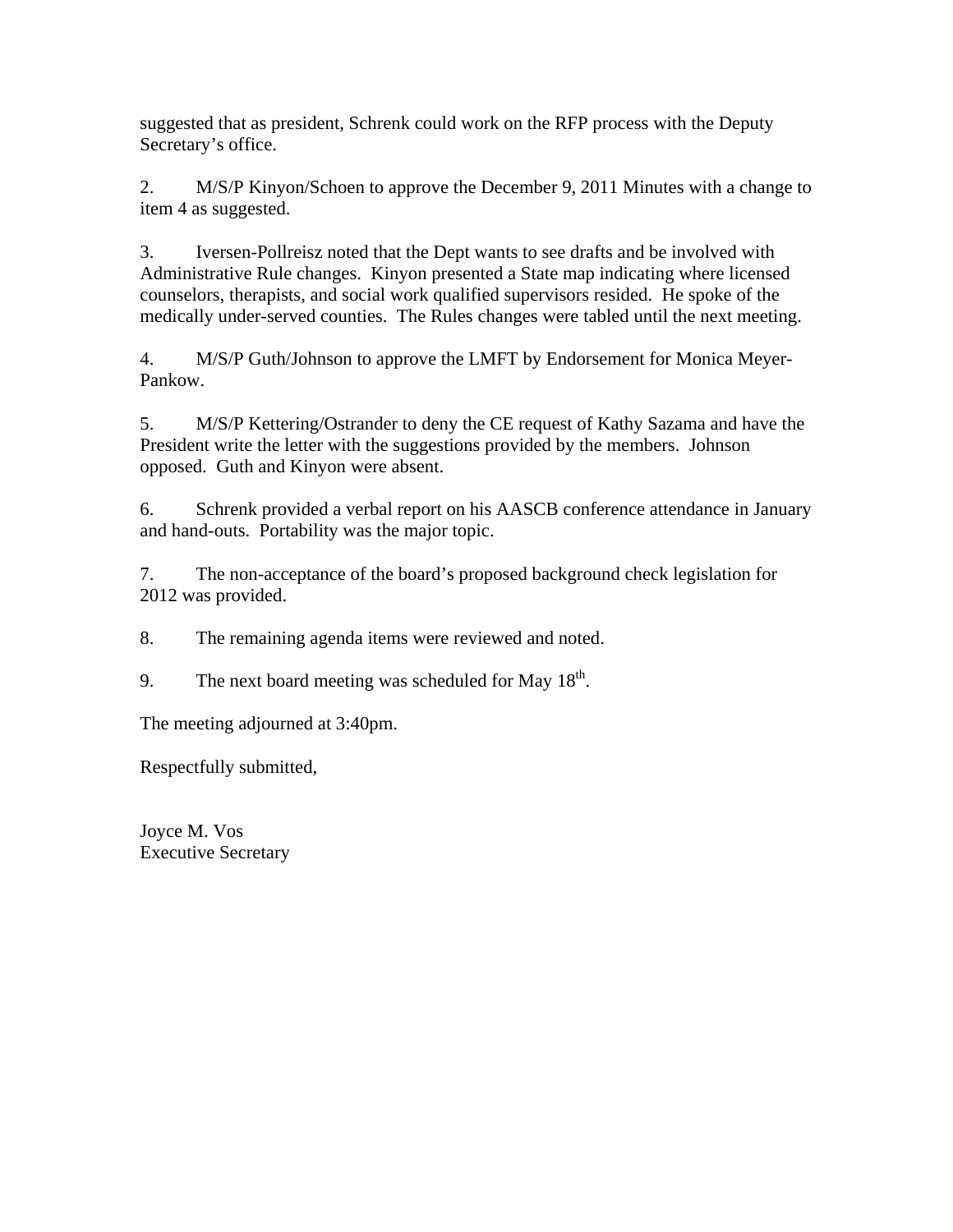suggested that as president, Schrenk could work on the RFP process with the Deputy Secretary's office.

2. M/S/P Kinyon/Schoen to approve the December 9, 2011 Minutes with a change to item 4 as suggested.

3. Iversen-Pollreisz noted that the Dept wants to see drafts and be involved with Administrative Rule changes. Kinyon presented a State map indicating where licensed counselors, therapists, and social work qualified supervisors resided. He spoke of the medically under-served counties. The Rules changes were tabled until the next meeting.

4. M/S/P Guth/Johnson to approve the LMFT by Endorsement for Monica Meyer-Pankow.

5. M/S/P Kettering/Ostrander to deny the CE request of Kathy Sazama and have the President write the letter with the suggestions provided by the members. Johnson opposed. Guth and Kinyon were absent.

6. Schrenk provided a verbal report on his AASCB conference attendance in January and hand-outs. Portability was the major topic.

7. The non-acceptance of the board's proposed background check legislation for 2012 was provided.

8. The remaining agenda items were reviewed and noted.

9. The next board meeting was scheduled for May 18th.

The meeting adjourned at 3:40pm.

Respectfully submitted,

Joyce M. Vos
Executive Secretary